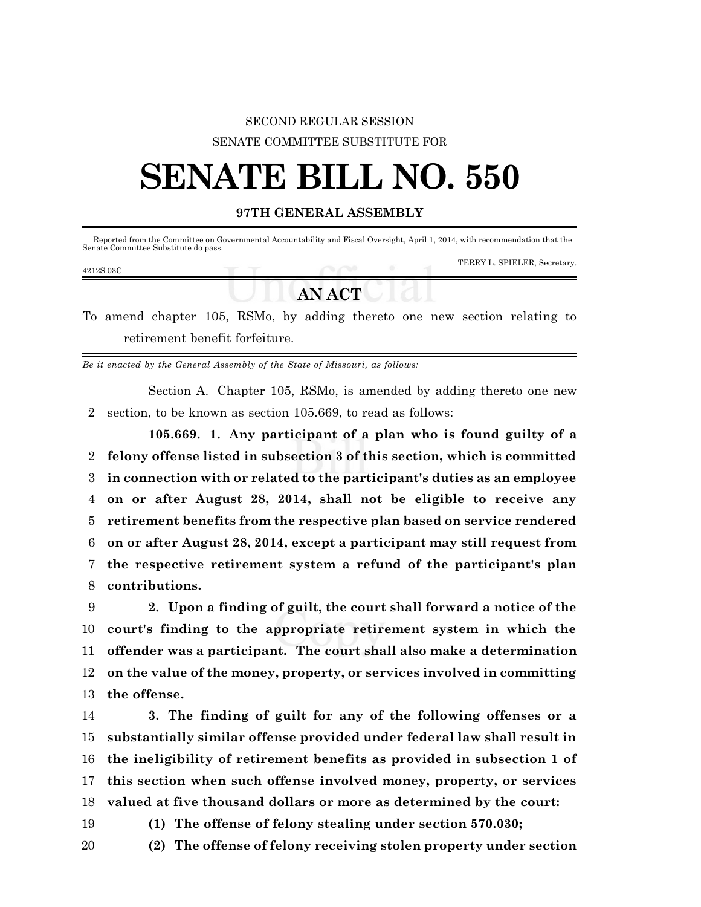SECOND REGULAR SESSION

SENATE COMMITTEE SUBSTITUTE FOR

# SENATE BILL NO. 550

## 97TH GENERAL ASSEMBLY

Reported from the Committee on Governmental Accountability and Fiscal Oversight, April 1, 2014, with recommendation that the Senate Committee Substitute do pass.

TERRY L. SPIELER, Secretary.

4212S.03C

## AN ACT

To amend chapter 105, RSMo, by adding thereto one new section relating to retirement benefit forfeiture.

*Be it enacted by the General Assembly of the State of Missouri, as follows:*

Section A. Chapter 105, RSMo, is amended by adding thereto one new section, to be known as section 105.669, to read as follows:

**105.669. 1. Any participant of a plan who is found guilty of a felony offense listed in subsection 3 of this section, which is committed in connection with or related to the participant's duties as an employee on or after August 28, 2014, shall not be eligible to receive any retirement benefits from the respective plan based on service rendered on or after August 28, 2014, except a participant may still request from the respective retirement system a refund of the participant's plan contributions.**

**2. Upon a finding of guilt, the court shall forward a notice of the court's finding to the appropriate retirement system in which the offender was a participant. The court shall also make a determination on the value of the money, property, or services involved in committing the offense.**

**3. The finding of guilt for any of the following offenses or a substantially similar offense provided under federal law shall result in the ineligibility of retirement benefits as provided in subsection 1 of this section when such offense involved money, property, or services valued at five thousand dollars or more as determined by the court:**

**(1) The offense of felony stealing under section 570.030;**

**(2) The offense of felony receiving stolen property under section**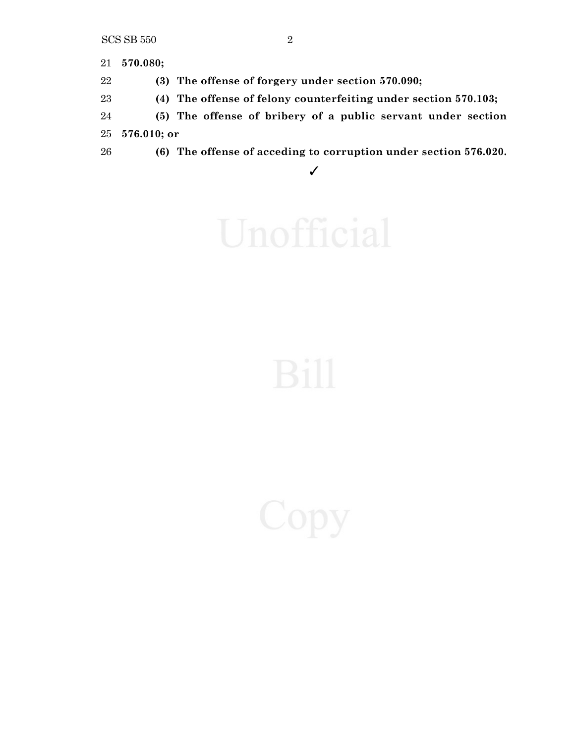**570.080;**

**(3) The offense of forgery under section 570.090;**

**(4) The offense of felony counterfeiting under section 570.103;**

**(5) The offense of bribery of a public servant under section 576.010; or**

**(6) The offense of acceding to corruption under section 576.020.**

✓